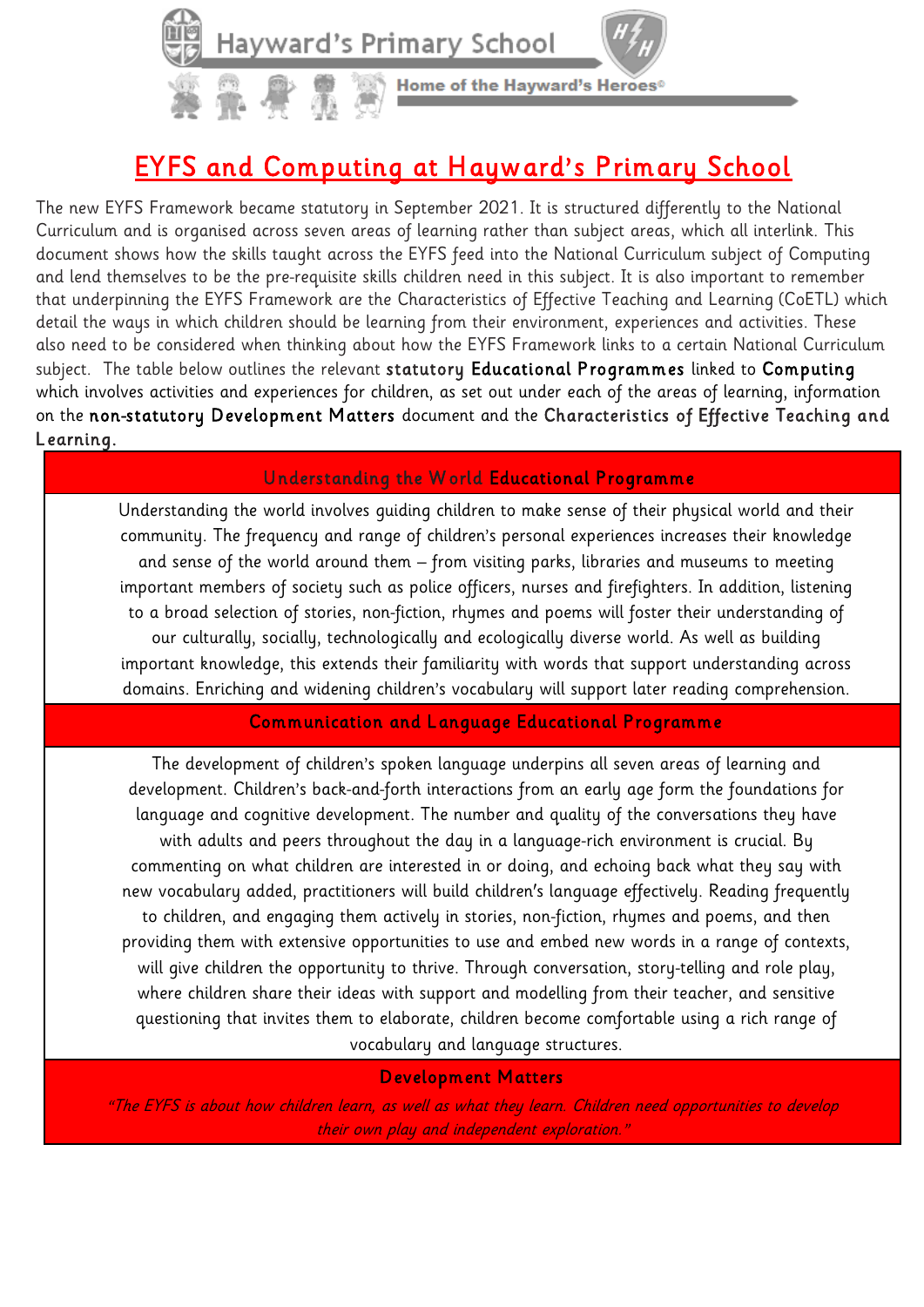Hayward's Primary School

Home of the Hayward's Heroes©

# EYFS and Computing at Hayward's Primary School

The new EYFS Framework became statutory in September 2021. It is structured differently to the National Curriculum and is organised across seven areas of learning rather than subject areas, which all interlink. This document shows how the skills taught across the EYFS feed into the National Curriculum subject of Computing and lend themselves to be the pre-requisite skills children need in this subject. It is also important to remember that underpinning the EYFS Framework are the Characteristics of Effective Teaching and Learning (CoETL) which detail the ways in which children should be learning from their environment, experiences and activities. These also need to be considered when thinking about how the EYFS Framework links to a certain National Curriculum subject. The table below outlines the relevant **statutory Educational Programmes** linked to **Computing** which involves activities and experiences for children, as set out under each of the areas of learning, information on the **non-statutory Development Matters** document and the **Characteristics of Effective Teaching and Learning.**

| Understanding the World Educational Programme |
| --- |
| Understanding the world involves guiding children to make sense of their physical world and their community. The frequency and range of children's personal experiences increases their knowledge and sense of the world around them – from visiting parks, libraries and museums to meeting important members of society such as police officers, nurses and firefighters. In addition, listening to a broad selection of stories, non-fiction, rhymes and poems will foster their understanding of our culturally, socially, technologically and ecologically diverse world. As well as building important knowledge, this extends their familiarity with words that support understanding across domains. Enriching and widening children's vocabulary will support later reading comprehension. |
| **Communication and Language Educational Programme** |
| The development of children's spoken language underpins all seven areas of learning and development. Children's back-and-forth interactions from an early age form the foundations for language and cognitive development. The number and quality of the conversations they have with adults and peers throughout the day in a language-rich environment is crucial. By commenting on what children are interested in or doing, and echoing back what they say with new vocabulary added, practitioners will build children's language effectively. Reading frequently to children, and engaging them actively in stories, non-fiction, rhymes and poems, and then providing them with extensive opportunities to use and embed new words in a range of contexts, will give children the opportunity to thrive. Through conversation, story-telling and role play, where children share their ideas with support and modelling from their teacher, and sensitive questioning that invites them to elaborate, children become comfortable using a rich range of vocabulary and language structures. |
| **Development Matters** |
| *"The EYFS is about how children learn, as well as what they learn. Children need opportunities to develop their own play and independent exploration."* |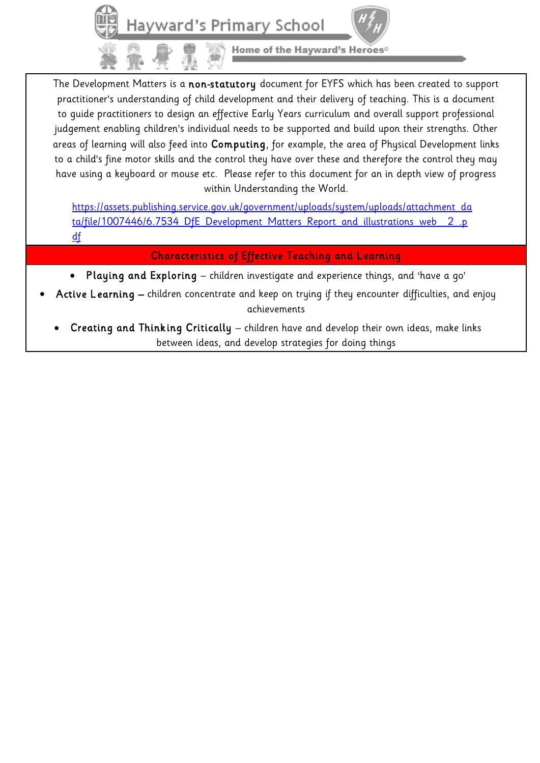The Development Matters is a **non-statutory** document for EYFS which has been created to support practitioner's understanding of child development and their delivery of teaching. This is a document to guide practitioners to design an effective Early Years curriculum and overall support professional judgement enabling children's individual needs to be supported and build upon their strengths. Other areas of learning will also feed into **Computing**, for example, the area of Physical Development links to a child's fine motor skills and the control they have over these and therefore the control they may have using a keyboard or mouse etc. Please refer to this document for an in depth view of progress within Understanding the World.

https://assets.publishing.service.gov.uk/government/uploads/system/uploads/attachment_data/file/1007446/6.7534_DfE_Development_Matters_Report_and_illustrations_web__2_.pdf

## Characteristics of Effective Teaching and Learning

- **Playing and Exploring** – children investigate and experience things, and 'have a go'
- **Active Learning –** children concentrate and keep on trying if they encounter difficulties, and enjoy achievements
- **Creating and Thinking Critically** – children have and develop their own ideas, make links between ideas, and develop strategies for doing things